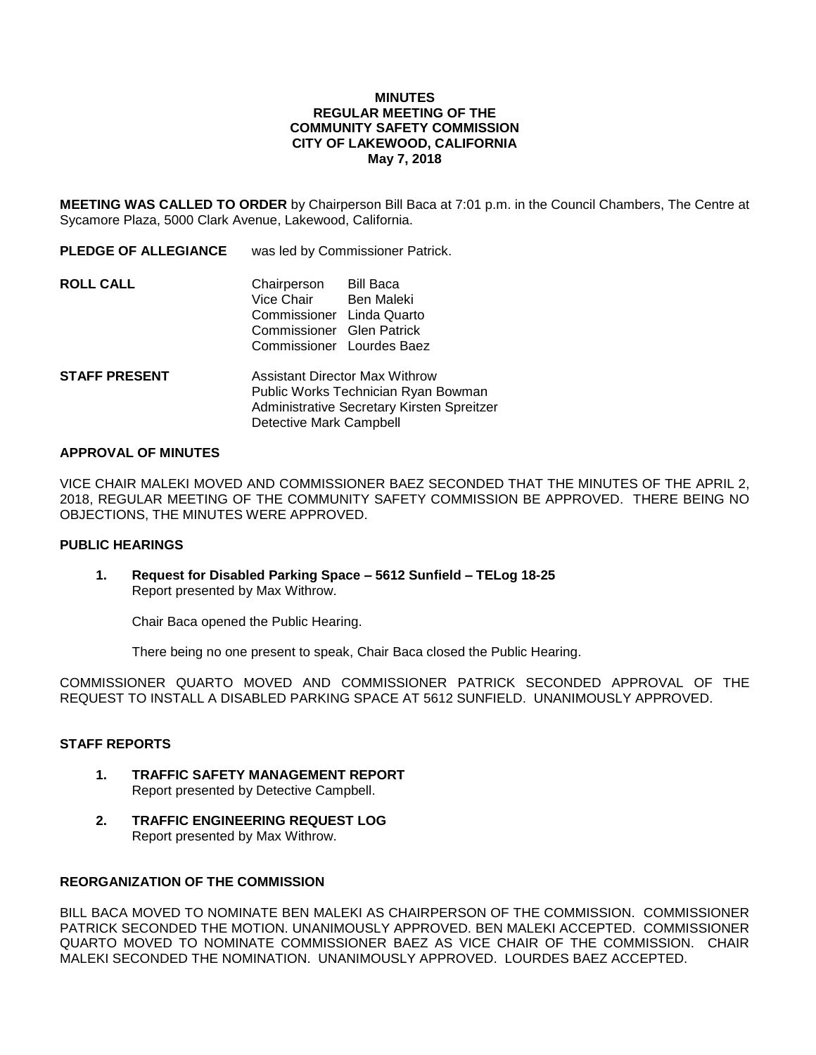**MINUTES**
**REGULAR MEETING OF THE**
**COMMUNITY SAFETY COMMISSION**
**CITY OF LAKEWOOD, CALIFORNIA**
**May 7, 2018**

**MEETING WAS CALLED TO ORDER** by Chairperson Bill Baca at 7:01 p.m. in the Council Chambers, The Centre at Sycamore Plaza, 5000 Clark Avenue, Lakewood, California.

**PLEDGE OF ALLEGIANCE** was led by Commissioner Patrick.

**ROLL CALL**

| | |
|---|---|
| Chairperson | Bill Baca |
| Vice Chair | Ben Maleki |
| Commissioner | Linda Quarto |
| Commissioner | Glen Patrick |
| Commissioner | Lourdes Baez |

**STAFF PRESENT**

Assistant Director Max Withrow
Public Works Technician Ryan Bowman
Administrative Secretary Kirsten Spreitzer
Detective Mark Campbell

**APPROVAL OF MINUTES**

VICE CHAIR MALEKI MOVED AND COMMISSIONER BAEZ SECONDED THAT THE MINUTES OF THE APRIL 2, 2018, REGULAR MEETING OF THE COMMUNITY SAFETY COMMISSION BE APPROVED. THERE BEING NO OBJECTIONS, THE MINUTES WERE APPROVED.

**PUBLIC HEARINGS**

1. **Request for Disabled Parking Space – 5612 Sunfield – TELog 18-25**
   Report presented by Max Withrow.

   Chair Baca opened the Public Hearing.

   There being no one present to speak, Chair Baca closed the Public Hearing.

COMMISSIONER QUARTO MOVED AND COMMISSIONER PATRICK SECONDED APPROVAL OF THE REQUEST TO INSTALL A DISABLED PARKING SPACE AT 5612 SUNFIELD. UNANIMOUSLY APPROVED.

**STAFF REPORTS**

1. **TRAFFIC SAFETY MANAGEMENT REPORT**
   Report presented by Detective Campbell.

2. **TRAFFIC ENGINEERING REQUEST LOG**
   Report presented by Max Withrow.

**REORGANIZATION OF THE COMMISSION**

BILL BACA MOVED TO NOMINATE BEN MALEKI AS CHAIRPERSON OF THE COMMISSION. COMMISSIONER PATRICK SECONDED THE MOTION. UNANIMOUSLY APPROVED. BEN MALEKI ACCEPTED. COMMISSIONER QUARTO MOVED TO NOMINATE COMMISSIONER BAEZ AS VICE CHAIR OF THE COMMISSION. CHAIR MALEKI SECONDED THE NOMINATION. UNANIMOUSLY APPROVED. LOURDES BAEZ ACCEPTED.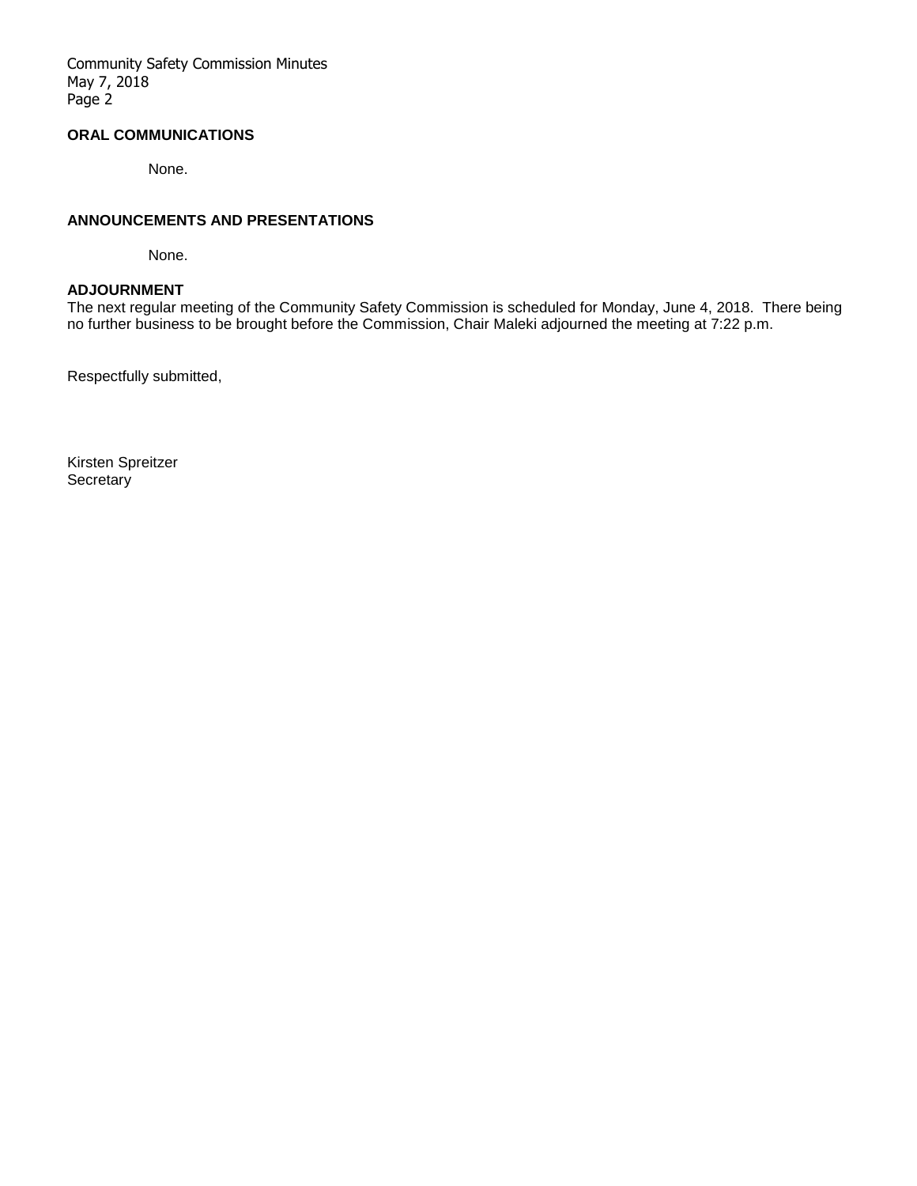**ORAL COMMUNICATIONS**

None.

**ANNOUNCEMENTS AND PRESENTATIONS**

None.

**ADJOURNMENT**

The next regular meeting of the Community Safety Commission is scheduled for Monday, June 4, 2018. There being no further business to be brought before the Commission, Chair Maleki adjourned the meeting at 7:22 p.m.

Respectfully submitted,

Kirsten Spreitzer
Secretary